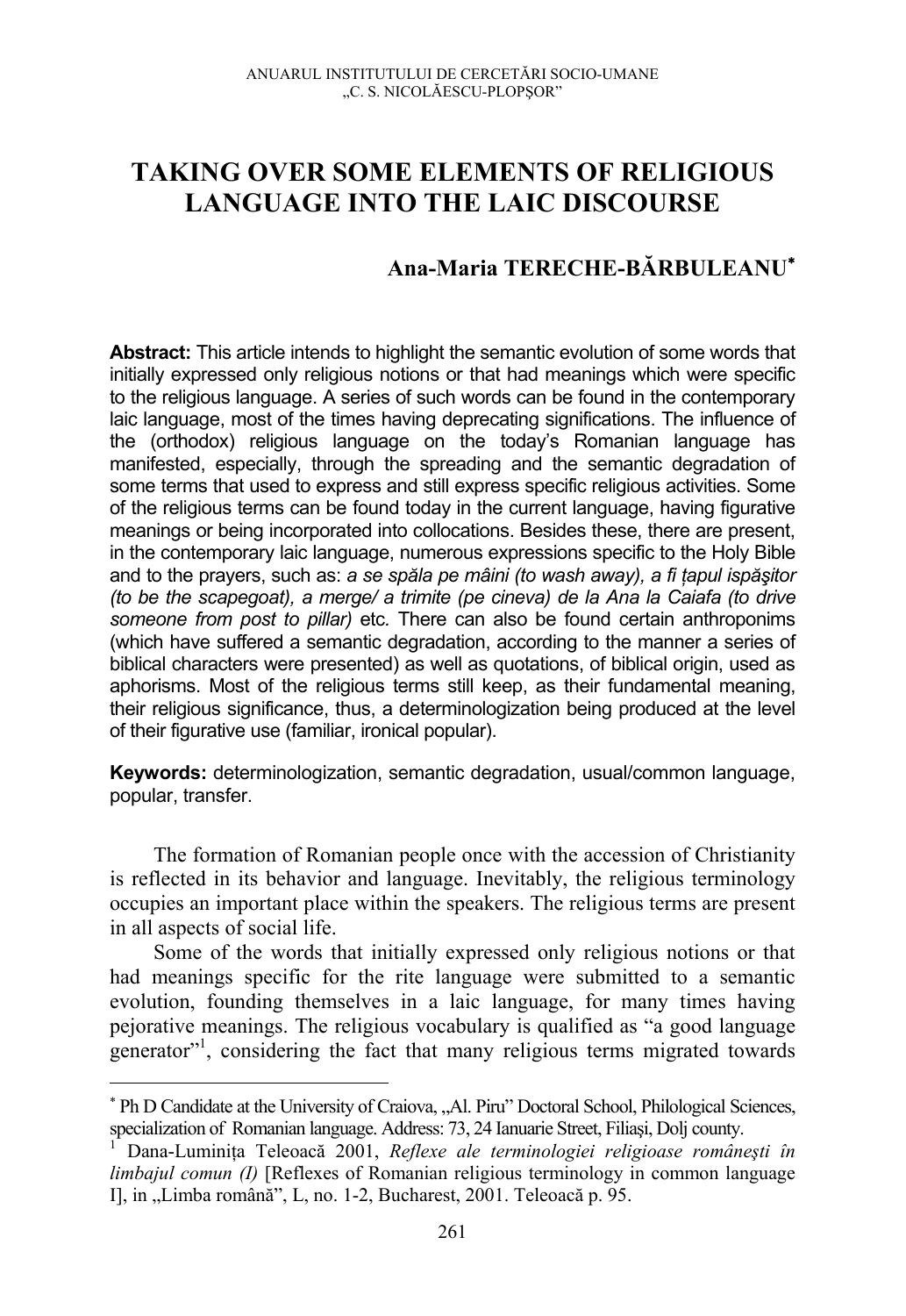# TAKING OVER SOME ELEMENTS OF RELIGIOUS LANGUAGE INTO THE LAIC DISCOURSE

**Ana-Maria TERECHE-BĂRBULEANU***

**Abstract:** This article intends to highlight the semantic evolution of some words that initially expressed only religious notions or that had meanings which were specific to the religious language. A series of such words can be found in the contemporary laic language, most of the times having deprecating significations. The influence of the (orthodox) religious language on the today's Romanian language has manifested, especially, through the spreading and the semantic degradation of some terms that used to express and still express specific religious activities. Some of the religious terms can be found today in the current language, having figurative meanings or being incorporated into collocations. Besides these, there are present, in the contemporary laic language, numerous expressions specific to the Holy Bible and to the prayers, such as: *a se spăla pe mâini (to wash away), a fi țapul ispășitor (to be the scapegoat), a merge/ a trimite (pe cineva) de la Ana la Caiafa (to drive someone from post to pillar)* etc. There can also be found certain anthroponims (which have suffered a semantic degradation, according to the manner a series of biblical characters were presented) as well as quotations, of biblical origin, used as aphorisms. Most of the religious terms still keep, as their fundamental meaning, their religious significance, thus, a determinologization being produced at the level of their figurative use (familiar, ironical popular).

**Keywords:** determinologization, semantic degradation, usual/common language, popular, transfer.

The formation of Romanian people once with the accession of Christianity is reflected in its behavior and language. Inevitably, the religious terminology occupies an important place within the speakers. The religious terms are present in all aspects of social life.

Some of the words that initially expressed only religious notions or that had meanings specific for the rite language were submitted to a semantic evolution, founding themselves in a laic language, for many times having pejorative meanings. The religious vocabulary is qualified as "a good language generator"[1], considering the fact that many religious terms migrated towards

---

* Ph D Candidate at the University of Craiova, „Al. Piru" Doctoral School, Philological Sciences, specialization of Romanian language. Address: 73, 24 Ianuarie Street, Filiaşi, Dolj county.

[1] Dana-Luminița Teleoacă 2001, *Reflexe ale terminologiei religioase românești în limbajul comun (I)* [Reflexes of Romanian religious terminology in common language I], in „Limba română", L, no. 1-2, Bucharest, 2001. Teleoacă p. 95.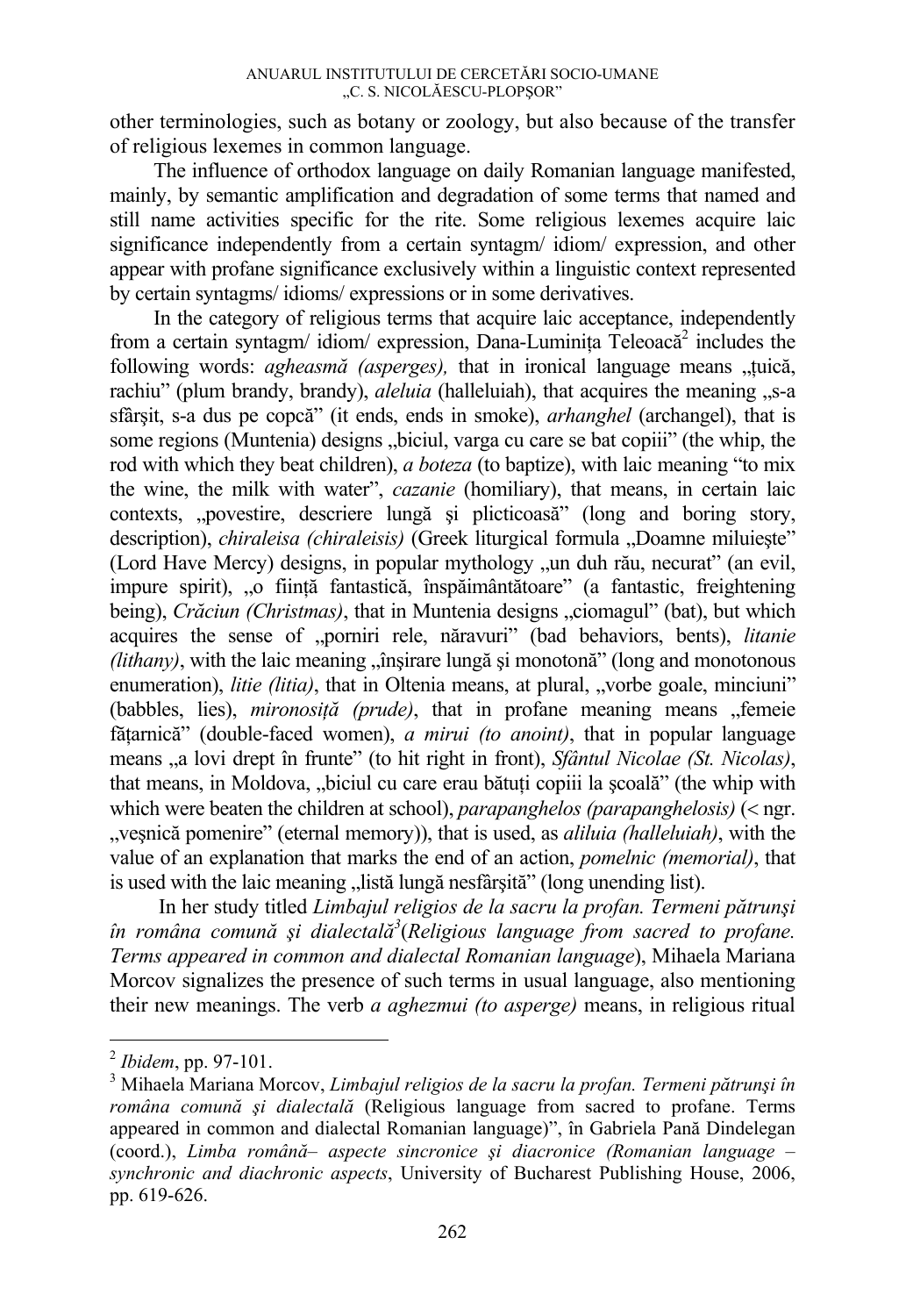other terminologies, such as botany or zoology, but also because of the transfer of religious lexemes in common language.

The influence of orthodox language on daily Romanian language manifested, mainly, by semantic amplification and degradation of some terms that named and still name activities specific for the rite. Some religious lexemes acquire laic significance independently from a certain syntagm/ idiom/ expression, and other appear with profane significance exclusively within a linguistic context represented by certain syntagms/ idioms/ expressions or in some derivatives.

In the category of religious terms that acquire laic acceptance, independently from a certain syntagm/ idiom/ expression, Dana-Luminița Teleoacă[2] includes the following words: *agheasmă (asperges),* that in ironical language means „țuică, rachiu" (plum brandy, brandy), *aleluia* (halleluiah), that acquires the meaning „s-a sfârşit, s-a dus pe copcă" (it ends, ends in smoke), *arhanghel* (archangel), that is some regions (Muntenia) designs „biciul, varga cu care se bat copiii" (the whip, the rod with which they beat children), *a boteza* (to baptize), with laic meaning "to mix the wine, the milk with water", *cazanie* (homiliary), that means, in certain laic contexts, „povestire, descriere lungă şi plicticoasă" (long and boring story, description), *chiraleisa (chiraleisis)* (Greek liturgical formula „Doamne miluieşte" (Lord Have Mercy) designs, in popular mythology „un duh rău, necurat" (an evil, impure spirit), „o ființă fantastică, înspăimântătoare" (a fantastic, freightening being), *Crăciun (Christmas)*, that in Muntenia designs „ciomagul" (bat), but which acquires the sense of „porniri rele, năravuri" (bad behaviors, bents), *litanie (lithany)*, with the laic meaning „înşirare lungă şi monotonă" (long and monotonous enumeration), *litie (litia)*, that in Oltenia means, at plural, „vorbe goale, minciuni" (babbles, lies), *mironosiță (prude)*, that in profane meaning means „femeie fățarnică" (double-faced women), *a mirui (to anoint)*, that in popular language means „a lovi drept în frunte" (to hit right in front), *Sfântul Nicolae (St. Nicolas)*, that means, in Moldova, „biciul cu care erau bătuți copiii la şcoală" (the whip with which were beaten the children at school), *parapanghelos (parapanghelosis)* (< ngr. „veşnică pomenire" (eternal memory)), that is used, as *aliluia (halleluiah)*, with the value of an explanation that marks the end of an action, *pomelnic (memorial)*, that is used with the laic meaning „listă lungă nesfârşită" (long unending list).

In her study titled *Limbajul religios de la sacru la profan. Termeni pătrunşi în româna comună şi dialectală*[3] (*Religious language from sacred to profane. Terms appeared in common and dialectal Romanian language*), Mihaela Mariana Morcov signalizes the presence of such terms in usual language, also mentioning their new meanings. The verb *a aghezmui (to asperge)* means, in religious ritual

---

[2] *Ibidem*, pp. 97-101.

[3] Mihaela Mariana Morcov, *Limbajul religios de la sacru la profan. Termeni pătrunşi în româna comună şi dialectală* (Religious language from sacred to profane. Terms appeared in common and dialectal Romanian language)", în Gabriela Pană Dindelegan (coord.), *Limba română– aspecte sincronice şi diacronice (Romanian language – synchronic and diachronic aspects*, University of Bucharest Publishing House, 2006, pp. 619-626.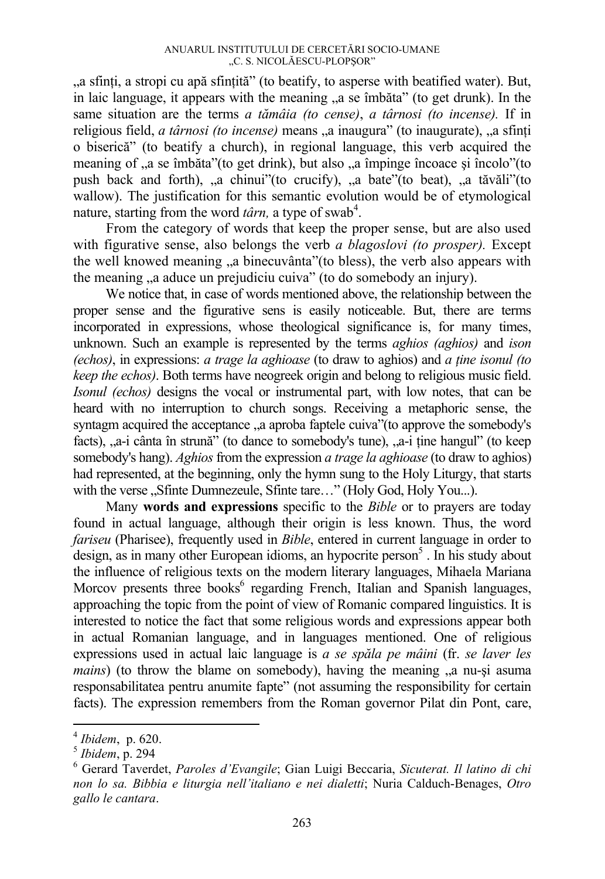„a sfinți, a stropi cu apă sfințită" (to beatify, to asperse with beatified water). But, in laic language, it appears with the meaning „a se îmbăta" (to get drunk). In the same situation are the terms *a tămâia (to cense)*, *a târnosi (to incense).* If in religious field, *a târnosi (to incense)* means „a inaugura" (to inaugurate), „a sfinți o biserică" (to beatify a church), in regional language, this verb acquired the meaning of „a se îmbăta"(to get drink), but also „a împinge încoace şi încolo"(to push back and forth), „a chinui"(to crucify), „a bate"(to beat), „a tăvăli"(to wallow). The justification for this semantic evolution would be of etymological nature, starting from the word *târn,* a type of swab[4].

From the category of words that keep the proper sense, but are also used with figurative sense, also belongs the verb *a blagoslovi (to prosper).* Except the well knowed meaning „a binecuvânta"(to bless), the verb also appears with the meaning „a aduce un prejudiciu cuiva" (to do somebody an injury).

We notice that, in case of words mentioned above, the relationship between the proper sense and the figurative sens is easily noticeable. But, there are terms incorporated in expressions, whose theological significance is, for many times, unknown. Such an example is represented by the terms *aghios (aghios)* and *ison (echos)*, in expressions: *a trage la aghioase* (to draw to aghios) and *a ține isonul (to keep the echos)*. Both terms have neogreek origin and belong to religious music field. *Isonul (echos)* designs the vocal or instrumental part, with low notes, that can be heard with no interruption to church songs. Receiving a metaphoric sense, the syntagm acquired the acceptance „a aproba faptele cuiva"(to approve the somebody's facts), „a-i cânta în strună" (to dance to somebody's tune), „a-i ține hangul" (to keep somebody's hang). *Aghios* from the expression *a trage la aghioase* (to draw to aghios) had represented, at the beginning, only the hymn sung to the Holy Liturgy, that starts with the verse „Sfinte Dumnezeule, Sfinte tare…" (Holy God, Holy You...).

Many **words and expressions** specific to the *Bible* or to prayers are today found in actual language, although their origin is less known. Thus, the word *fariseu* (Pharisee), frequently used in *Bible*, entered in current language in order to design, as in many other European idioms, an hypocrite person[5] . In his study about the influence of religious texts on the modern literary languages, Mihaela Mariana Morcov presents three books[6] regarding French, Italian and Spanish languages, approaching the topic from the point of view of Romanic compared linguistics. It is interested to notice the fact that some religious words and expressions appear both in actual Romanian language, and in languages mentioned. One of religious expressions used in actual laic language is *a se spăla pe mâini* (fr. *se laver les mains*) (to throw the blame on somebody), having the meaning „a nu-şi asuma responsabilitatea pentru anumite fapte" (not assuming the responsibility for certain facts). The expression remembers from the Roman governor Pilat din Pont, care,

---

[4] *Ibidem*, p. 620.

[5] *Ibidem*, p. 294

[6] Gerard Taverdet, *Paroles d'Evangile*; Gian Luigi Beccaria, *Sicuterat. Il latino di chi non lo sa. Bibbia e liturgia nell'italiano e nei dialetti*; Nuria Calduch-Benages, *Otro gallo le cantara*.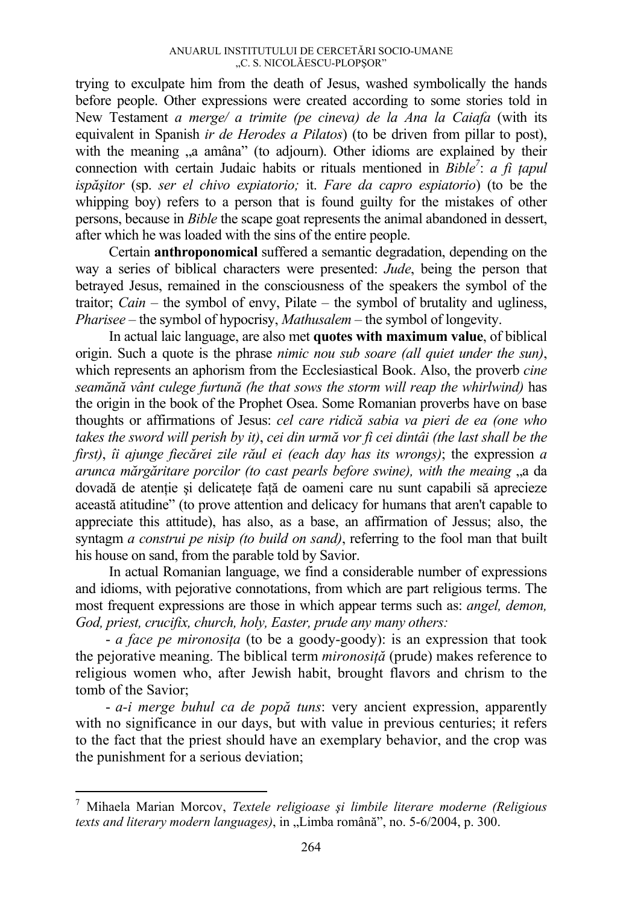trying to exculpate him from the death of Jesus, washed symbolically the hands before people. Other expressions were created according to some stories told in New Testament *a merge/ a trimite (pe cineva) de la Ana la Caiafa* (with its equivalent in Spanish *ir de Herodes a Pilatos*) (to be driven from pillar to post), with the meaning „a amâna" (to adjourn). Other idioms are explained by their connection with certain Judaic habits or rituals mentioned in *Bible*[7]: *a fi țapul ispășitor* (sp. *ser el chivo expiatorio;* it. *Fare da capro espiatorio*) (to be the whipping boy) refers to a person that is found guilty for the mistakes of other persons, because in *Bible* the scape goat represents the animal abandoned in dessert, after which he was loaded with the sins of the entire people.

Certain **anthroponomical** suffered a semantic degradation, depending on the way a series of biblical characters were presented: *Jude*, being the person that betrayed Jesus, remained in the consciousness of the speakers the symbol of the traitor; *Cain* – the symbol of envy, Pilate – the symbol of brutality and ugliness, *Pharisee* – the symbol of hypocrisy, *Mathusalem* – the symbol of longevity.

In actual laic language, are also met **quotes with maximum value**, of biblical origin. Such a quote is the phrase *nimic nou sub soare (all quiet under the sun)*, which represents an aphorism from the Ecclesiastical Book. Also, the proverb *cine seamănă vânt culege furtună (he that sows the storm will reap the whirlwind)* has the origin in the book of the Prophet Osea. Some Romanian proverbs have on base thoughts or affirmations of Jesus: *cel care ridică sabia va pieri de ea (one who takes the sword will perish by it)*, *cei din urmă vor fi cei dintâi (the last shall be the first)*, *îi ajunge fiecărei zile răul ei (each day has its wrongs)*; the expression *a arunca mărgăritare porcilor (to cast pearls before swine), with the meaing* „a da dovadă de atenție și delicatețe față de oameni care nu sunt capabili să aprecieze această atitudine" (to prove attention and delicacy for humans that aren't capable to appreciate this attitude), has also, as a base, an affirmation of Jessus; also, the syntagm *a construi pe nisip (to build on sand)*, referring to the fool man that built his house on sand, from the parable told by Savior.

In actual Romanian language, we find a considerable number of expressions and idioms, with pejorative connotations, from which are part religious terms. The most frequent expressions are those in which appear terms such as: *angel, demon, God, priest, crucifix, church, holy, Easter, prude any many others:*

- *a face pe mironosița* (to be a goody-goody): is an expression that took the pejorative meaning. The biblical term *mironosiță* (prude) makes reference to religious women who, after Jewish habit, brought flavors and chrism to the tomb of the Savior;

- *a-i merge buhul ca de popă tuns*: very ancient expression, apparently with no significance in our days, but with value in previous centuries; it refers to the fact that the priest should have an exemplary behavior, and the crop was the punishment for a serious deviation;

[7] Mihaela Marian Morcov, *Textele religioase și limbile literare moderne (Religious texts and literary modern languages)*, in „Limba română", no. 5-6/2004, p. 300.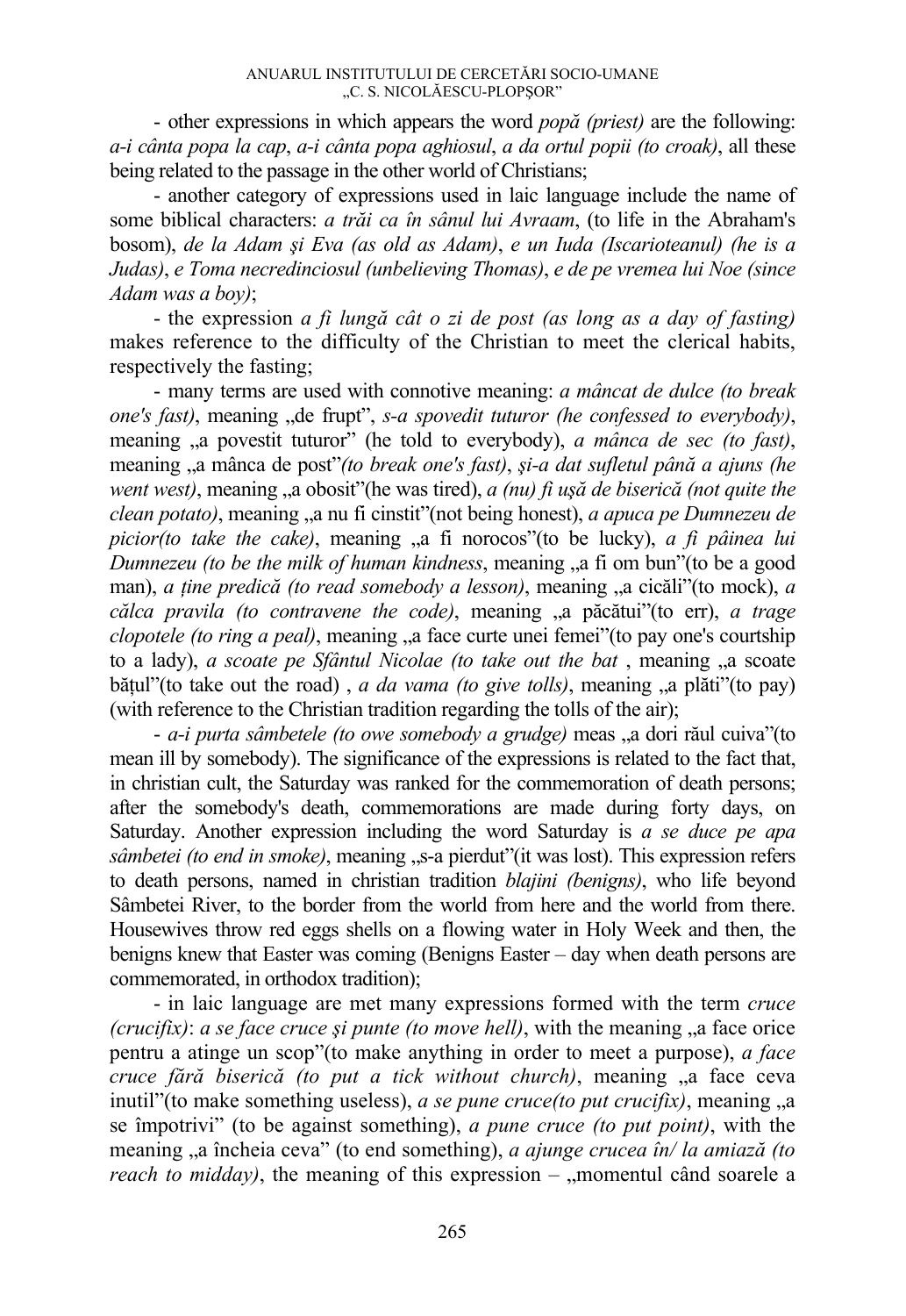- other expressions in which appears the word *popă (priest)* are the following: *a-i cânta popa la cap*, *a-i cânta popa aghiosul*, *a da ortul popii (to croak)*, all these being related to the passage in the other world of Christians;

- another category of expressions used in laic language include the name of some biblical characters: *a trăi ca în sânul lui Avraam*, (to life in the Abraham's bosom), *de la Adam şi Eva (as old as Adam)*, *e un Iuda (Iscarioteanul) (he is a Judas)*, *e Toma necredinciosul (unbelieving Thomas)*, *e de pe vremea lui Noe (since Adam was a boy)*;

- the expression *a fi lungă cât o zi de post (as long as a day of fasting)* makes reference to the difficulty of the Christian to meet the clerical habits, respectively the fasting;

- many terms are used with connotive meaning: *a mâncat de dulce (to break one's fast)*, meaning „de frupt", *s-a spovedit tuturor (he confessed to everybody)*, meaning „a povestit tuturor" (he told to everybody), *a mânca de sec (to fast)*, meaning „a mânca de post"*(to break one's fast)*, *şi-a dat sufletul până a ajuns (he went west)*, meaning „a obosit"(he was tired), *a (nu) fi uşă de biserică (not quite the clean potato)*, meaning „a nu fi cinstit"(not being honest), *a apuca pe Dumnezeu de picior(to take the cake)*, meaning „a fi norocos"(to be lucky), *a fi pâinea lui Dumnezeu (to be the milk of human kindness*, meaning „a fi om bun"(to be a good man), *a ține predică (to read somebody a lesson)*, meaning „a cicăli"(to mock), *a călca pravila (to contravene the code)*, meaning „a păcătui"(to err), *a trage clopotele (to ring a peal)*, meaning „a face curte unei femei"(to pay one's courtship to a lady), *a scoate pe Sfântul Nicolae (to take out the bat* , meaning „a scoate bățul"(to take out the road) , *a da vama (to give tolls)*, meaning „a plăti"(to pay) (with reference to the Christian tradition regarding the tolls of the air);

- *a-i purta sâmbetele (to owe somebody a grudge)* meas „a dori răul cuiva"(to mean ill by somebody). The significance of the expressions is related to the fact that, in christian cult, the Saturday was ranked for the commemoration of death persons; after the somebody's death, commemorations are made during forty days, on Saturday. Another expression including the word Saturday is *a se duce pe apa sâmbetei (to end in smoke)*, meaning „s-a pierdut"(it was lost). This expression refers to death persons, named in christian tradition *blajini (benigns)*, who life beyond Sâmbetei River, to the border from the world from here and the world from there. Housewives throw red eggs shells on a flowing water in Holy Week and then, the benigns knew that Easter was coming (Benigns Easter – day when death persons are commemorated, in orthodox tradition);

- in laic language are met many expressions formed with the term *cruce (crucifix)*: *a se face cruce şi punte (to move hell)*, with the meaning „a face orice pentru a atinge un scop"(to make anything in order to meet a purpose), *a face cruce fără biserică (to put a tick without church)*, meaning „a face ceva inutil"(to make something useless), *a se pune cruce(to put crucifix)*, meaning „a se împotrivi" (to be against something), *a pune cruce (to put point)*, with the meaning „a încheia ceva" (to end something), *a ajunge crucea în/ la amiază (to reach to midday)*, the meaning of this expression – „momentul când soarele a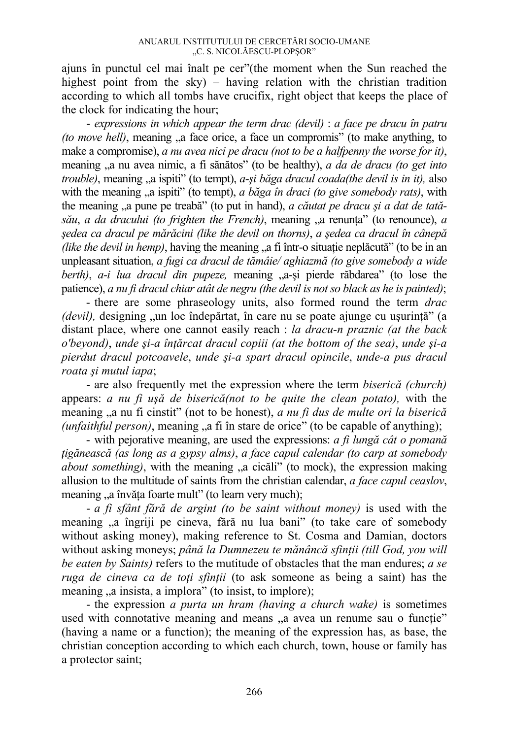ajuns în punctul cel mai înalt pe cer"(the moment when the Sun reached the highest point from the sky) – having relation with the christian tradition according to which all tombs have crucifix, right object that keeps the place of the clock for indicating the hour;

- *expressions in which appear the term drac (devil)* : *a face pe dracu în patru (to move hell)*, meaning „a face orice, a face un compromis" (to make anything, to make a compromise), *a nu avea nici pe dracu (not to be a halfpenny the worse for it)*, meaning „a nu avea nimic, a fi sănătos" (to be healthy), *a da de dracu (to get into trouble)*, meaning „a ispiti" (to tempt), *a-şi băga dracul coada(the devil is in it),* also with the meaning „a ispiti" (to tempt), *a băga în draci (to give somebody rats)*, with the meaning „a pune pe treabă" (to put in hand), *a căutat pe dracu şi a dat de tată-său*, *a da dracului (to frighten the French)*, meaning „a renunța" (to renounce), *a şedea ca dracul pe mărăcini (like the devil on thorns)*, *a şedea ca dracul în cânepă (like the devil in hemp)*, having the meaning „a fi într-o situație neplăcută" (to be in an unpleasant situation, *a fugi ca dracul de tămâie/ aghiazmă (to give somebody a wide berth)*, *a-i lua dracul din pupeze,* meaning „a-şi pierde răbdarea" (to lose the patience), *a nu fi dracul chiar atât de negru (the devil is not so black as he is painted)*;

- there are some phraseology units, also formed round the term *drac (devil),* designing „un loc îndepărtat, în care nu se poate ajunge cu uşurință" (a distant place, where one cannot easily reach : *la dracu-n praznic (at the back o'beyond)*, *unde şi-a înțărcat dracul copiii (at the bottom of the sea)*, *unde şi-a pierdut dracul potcoavele*, *unde şi-a spart dracul opincile*, *unde-a pus dracul roata şi mutul iapa*;

- are also frequently met the expression where the term *biserică (church)* appears: *a nu fi uşă de biserică(not to be quite the clean potato),* with the meaning „a nu fi cinstit" (not to be honest), *a nu fi dus de multe ori la biserică (unfaithful person)*, meaning „a fi în stare de orice" (to be capable of anything);

- with pejorative meaning, are used the expressions: *a fi lungă cât o pomană țigănească (as long as a gypsy alms)*, *a face capul calendar (to carp at somebody about something)*, with the meaning „a cicăli" (to mock), the expression making allusion to the multitude of saints from the christian calendar, *a face capul ceaslov*, meaning „a învăța foarte mult" (to learn very much);

- *a fi sfânt fără de argint (to be saint without money)* is used with the meaning „a îngriji pe cineva, fără nu lua bani" (to take care of somebody without asking money), making reference to St. Cosma and Damian, doctors without asking moneys; *până la Dumnezeu te mănâncă sfinții (till God, you will be eaten by Saints)* refers to the mutitude of obstacles that the man endures; *a se ruga de cineva ca de toți sfinții* (to ask someone as being a saint) has the meaning „a insista, a implora" (to insist, to implore);

- the expression *a purta un hram (having a church wake)* is sometimes used with connotative meaning and means „a avea un renume sau o funcție" (having a name or a function); the meaning of the expression has, as base, the christian conception according to which each church, town, house or family has a protector saint;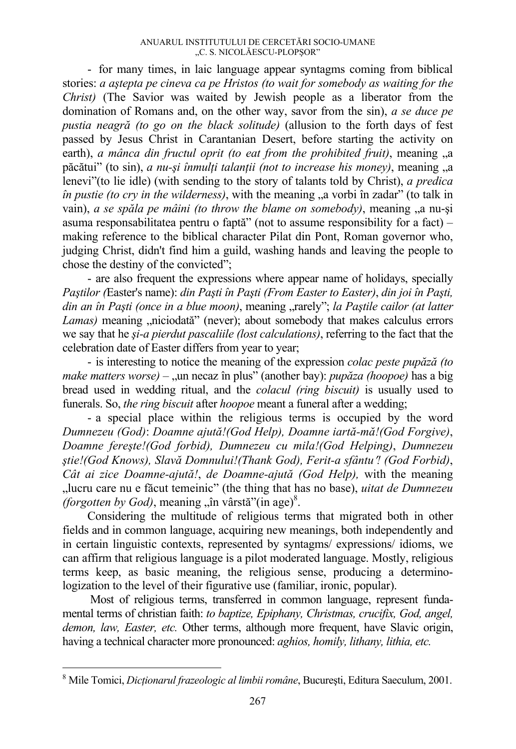- for many times, in laic language appear syntagms coming from biblical stories: *a aştepta pe cineva ca pe Hristos (to wait for somebody as waiting for the Christ)* (The Savior was waited by Jewish people as a liberator from the domination of Romans and, on the other way, savor from the sin), *a se duce pe pustia neagră (to go on the black solitude)* (allusion to the forth days of fest passed by Jesus Christ in Carantanian Desert, before starting the activity on earth), *a mânca din fructul oprit (to eat from the prohibited fruit)*, meaning „a păcătui" (to sin), *a nu-şi înmulţi talanţii (not to increase his money)*, meaning „a lenevi"(to lie idle) (with sending to the story of talants told by Christ), *a predica în pustie (to cry in the wilderness)*, with the meaning „a vorbi în zadar" (to talk in vain), *a se spăla pe mâini (to throw the blame on somebody)*, meaning „a nu-şi asuma responsabilitatea pentru o faptă" (not to assume responsibility for a fact) – making reference to the biblical character Pilat din Pont, Roman governor who, judging Christ, didn't find him a guild, washing hands and leaving the people to chose the destiny of the convicted";

- are also frequent the expressions where appear name of holidays, specially *Paştilor (*Easter's name): *din Paşti în Paşti (From Easter to Easter)*, *din joi în Paşti, din an în Paşti (once in a blue moon)*, meaning „rarely"; *la Paştile cailor (at latter Lamas)* meaning „niciodată" (never); about somebody that makes calculus errors we say that he *şi-a pierdut pascaliile (lost calculations)*, referring to the fact that the celebration date of Easter differs from year to year;

- is interesting to notice the meaning of the expression *colac peste pupăză (to make matters worse)* – „un necaz în plus" (another bay): *pupăza (hoopoe)* has a big bread used in wedding ritual, and the *colacul (ring biscuit)* is usually used to funerals. So, *the ring biscuit* after *hoopoe* meant a funeral after a wedding;

- a special place within the religious terms is occupied by the word *Dumnezeu (God)*: *Doamne ajută!(God Help), Doamne iartă-mă!(God Forgive)*, *Doamne fereşte!(God forbid), Dumnezeu cu mila!(God Helping)*, *Dumnezeu ştie!(God Knows), Slavă Domnului!(Thank God), Ferit-a sfântu'! (God Forbid)*, *Cât ai zice Doamne-ajută!*, *de Doamne-ajută (God Help),* with the meaning „lucru care nu e făcut temeinic" (the thing that has no base), *uitat de Dumnezeu (forgotten by God)*, meaning „în vârstă"(in age)[8].

Considering the multitude of religious terms that migrated both in other fields and in common language, acquiring new meanings, both independently and in certain linguistic contexts, represented by syntagms/ expressions/ idioms, we can affirm that religious language is a pilot moderated language. Mostly, religious terms keep, as basic meaning, the religious sense, producing a determinologization to the level of their figurative use (familiar, ironic, popular).

Most of religious terms, transferred in common language, represent fundamental terms of christian faith: *to baptize, Epiphany, Christmas, crucifix, God, angel, demon, law, Easter, etc.* Other terms, although more frequent, have Slavic origin, having a technical character more pronounced: *aghios, homily, lithany, lithia, etc.*

---

[8] Mile Tomici, *Dicţionarul frazeologic al limbii române*, Bucureşti, Editura Saeculum, 2001.